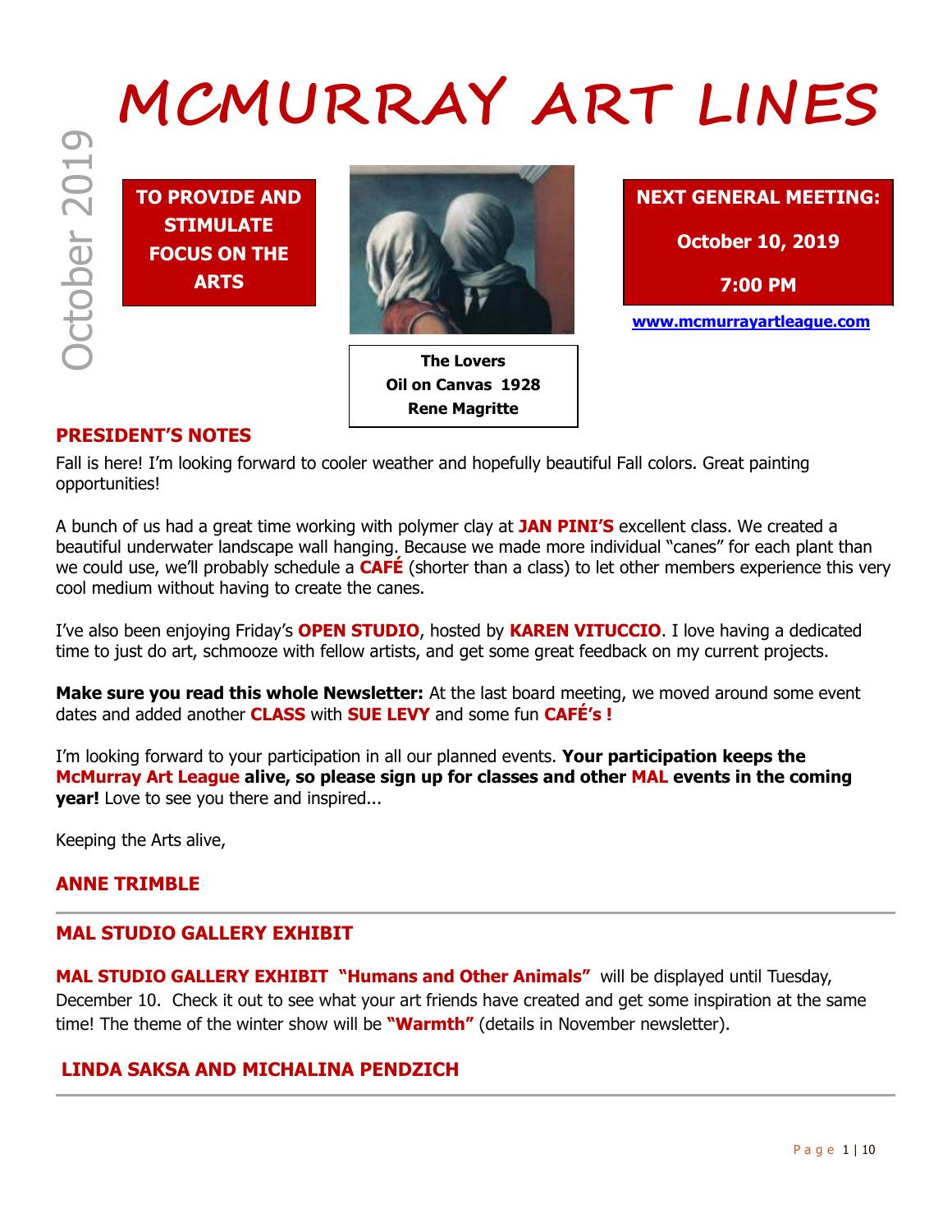# MCMURRAY ART LINES

October 2019

**TO PROVIDE AND STIMULATE FOCUS ON THE ARTS**

**The Lovers**
**Oil on Canvas 1928**
**Rene Magritte**

**NEXT GENERAL MEETING:**

**October 10, 2019**

**7:00 PM**

**www.mcmurrayartleague.com**

## PRESIDENT'S NOTES

Fall is here! I'm looking forward to cooler weather and hopefully beautiful Fall colors. Great painting opportunities!

A bunch of us had a great time working with polymer clay at **JAN PINI'S** excellent class. We created a beautiful underwater landscape wall hanging. Because we made more individual "canes" for each plant than we could use, we'll probably schedule a **CAFÉ** (shorter than a class) to let other members experience this very cool medium without having to create the canes.

I've also been enjoying Friday's **OPEN STUDIO**, hosted by **KAREN VITUCCIO**. I love having a dedicated time to just do art, schmooze with fellow artists, and get some great feedback on my current projects.

**Make sure you read this whole Newsletter:** At the last board meeting, we moved around some event dates and added another **CLASS** with **SUE LEVY** and some fun **CAFÉ's !**

I'm looking forward to your participation in all our planned events. **Your participation keeps the McMurray Art League alive, so please sign up for classes and other MAL events in the coming year!** Love to see you there and inspired...

Keeping the Arts alive,

**ANNE TRIMBLE**

---

## MAL STUDIO GALLERY EXHIBIT

**MAL STUDIO GALLERY EXHIBIT "Humans and Other Animals"** will be displayed until Tuesday, December 10. Check it out to see what your art friends have created and get some inspiration at the same time! The theme of the winter show will be **"Warmth"** (details in November newsletter).

## LINDA SAKSA AND MICHALINA PENDZICH

---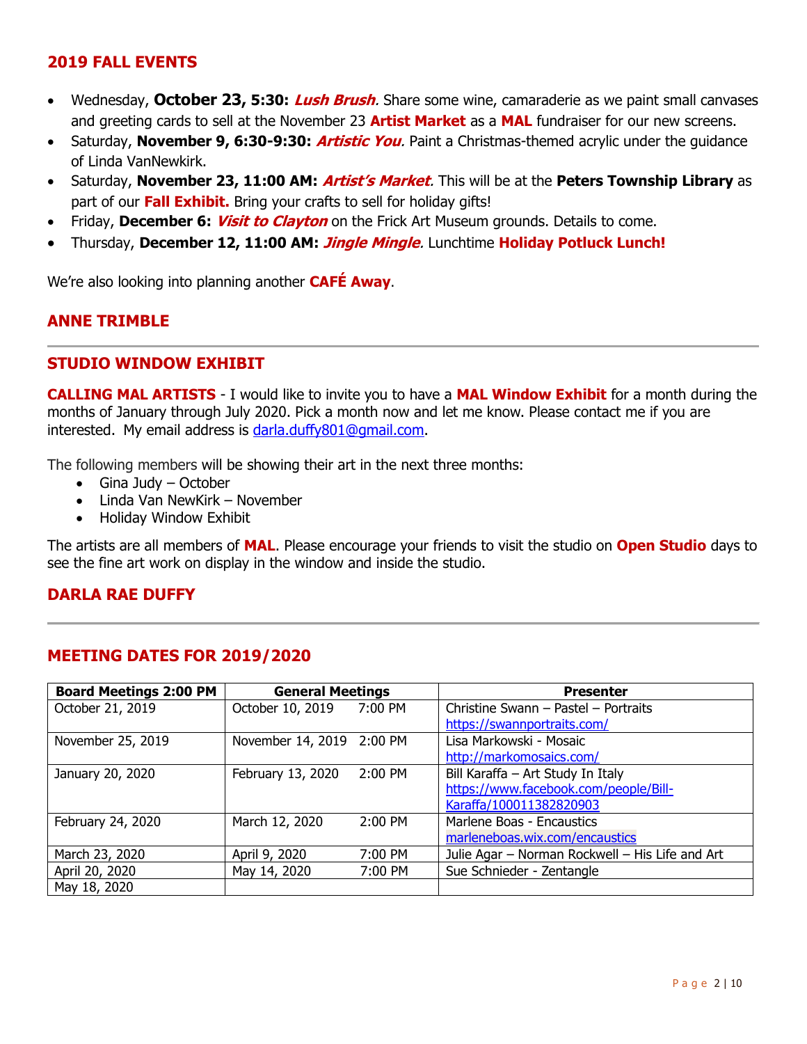## 2019 FALL EVENTS

- Wednesday, **October 23, 5:30:** ***Lush Brush***. Share some wine, camaraderie as we paint small canvases and greeting cards to sell at the November 23 **Artist Market** as a **MAL** fundraiser for our new screens.
- Saturday, **November 9, 6:30-9:30:** ***Artistic You***. Paint a Christmas-themed acrylic under the guidance of Linda VanNewkirk.
- Saturday, **November 23, 11:00 AM:** ***Artist's Market***. This will be at the **Peters Township Library** as part of our **Fall Exhibit.** Bring your crafts to sell for holiday gifts!
- Friday, **December 6:** ***Visit to Clayton*** on the Frick Art Museum grounds. Details to come.
- Thursday, **December 12, 11:00 AM:** ***Jingle Mingle***. Lunchtime **Holiday Potluck Lunch!**

We're also looking into planning another **CAFÉ Away**.

**ANNE TRIMBLE**

---

## STUDIO WINDOW EXHIBIT

**CALLING MAL ARTISTS** - I would like to invite you to have a **MAL Window Exhibit** for a month during the months of January through July 2020. Pick a month now and let me know. Please contact me if you are interested. My email address is darla.duffy801@gmail.com.

The following members will be showing their art in the next three months:

- Gina Judy – October
- Linda Van NewKirk – November
- Holiday Window Exhibit

The artists are all members of **MAL**. Please encourage your friends to visit the studio on **Open Studio** days to see the fine art work on display in the window and inside the studio.

**DARLA RAE DUFFY**

---

## MEETING DATES FOR 2019/2020

| Board Meetings 2:00 PM | General Meetings | Presenter |
|---|---|---|
| October 21, 2019 | October 10, 2019 7:00 PM | Christine Swann – Pastel – Portraits https://swannportraits.com/ |
| November 25, 2019 | November 14, 2019 2:00 PM | Lisa Markowski - Mosaic http://markomosaics.com/ |
| January 20, 2020 | February 13, 2020 2:00 PM | Bill Karaffa – Art Study In Italy https://www.facebook.com/people/Bill-Karaffa/100011382820903 |
| February 24, 2020 | March 12, 2020 2:00 PM | Marlene Boas - Encaustics marleneboas.wix.com/encaustics |
| March 23, 2020 | April 9, 2020 7:00 PM | Julie Agar – Norman Rockwell – His Life and Art |
| April 20, 2020 | May 14, 2020 7:00 PM | Sue Schnieder - Zentangle |
| May 18, 2020 | | |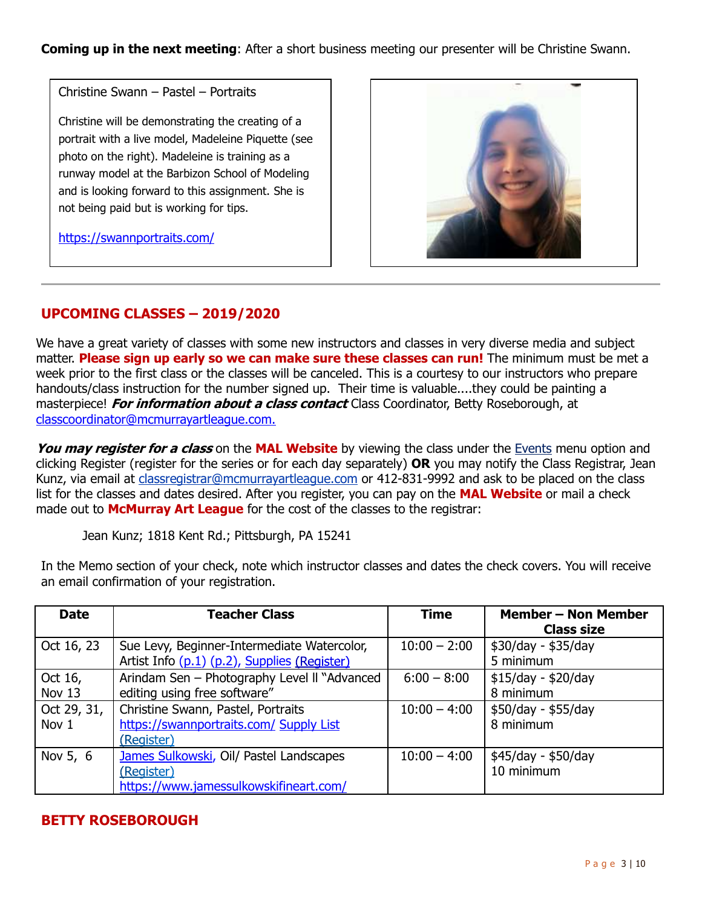**Coming up in the next meeting**: After a short business meeting our presenter will be Christine Swann.

Christine Swann – Pastel – Portraits

Christine will be demonstrating the creating of a portrait with a live model, Madeleine Piquette (see photo on the right). Madeleine is training as a runway model at the Barbizon School of Modeling and is looking forward to this assignment. She is not being paid but is working for tips.

https://swannportraits.com/

## UPCOMING CLASSES – 2019/2020

We have a great variety of classes with some new instructors and classes in very diverse media and subject matter. **Please sign up early so we can make sure these classes can run!** The minimum must be met a week prior to the first class or the classes will be canceled. This is a courtesy to our instructors who prepare handouts/class instruction for the number signed up. Their time is valuable....they could be painting a masterpiece! ***For information about a class contact*** Class Coordinator, Betty Roseborough, at classcoordinator@mcmurrayartleague.com.

***You may register for a class*** on the **MAL Website** by viewing the class under the Events menu option and clicking Register (register for the series or for each day separately) **OR** you may notify the Class Registrar, Jean Kunz, via email at classregistrar@mcmurrayartleague.com or 412-831-9992 and ask to be placed on the class list for the classes and dates desired. After you register, you can pay on the **MAL Website** or mail a check made out to **McMurray Art League** for the cost of the classes to the registrar:

Jean Kunz; 1818 Kent Rd.; Pittsburgh, PA 15241

In the Memo section of your check, note which instructor classes and dates the check covers. You will receive an email confirmation of your registration.

| Date | Teacher Class | Time | Member – Non Member Class size |
|---|---|---|---|
| Oct 16, 23 | Sue Levy, Beginner-Intermediate Watercolor, Artist Info (p.1) (p.2), Supplies (Register) | 10:00 – 2:00 | $30/day - $35/day 5 minimum |
| Oct 16, Nov 13 | Arindam Sen – Photography Level II "Advanced editing using free software" | 6:00 – 8:00 | $15/day - $20/day 8 minimum |
| Oct 29, 31, Nov 1 | Christine Swann, Pastel, Portraits https://swannportraits.com/ Supply List (Register) | 10:00 – 4:00 | $50/day - $55/day 8 minimum |
| Nov 5, 6 | James Sulkowski, Oil/ Pastel Landscapes (Register) https://www.jamessulkowskifineart.com/ | 10:00 – 4:00 | $45/day - $50/day 10 minimum |

## BETTY ROSEBOROUGH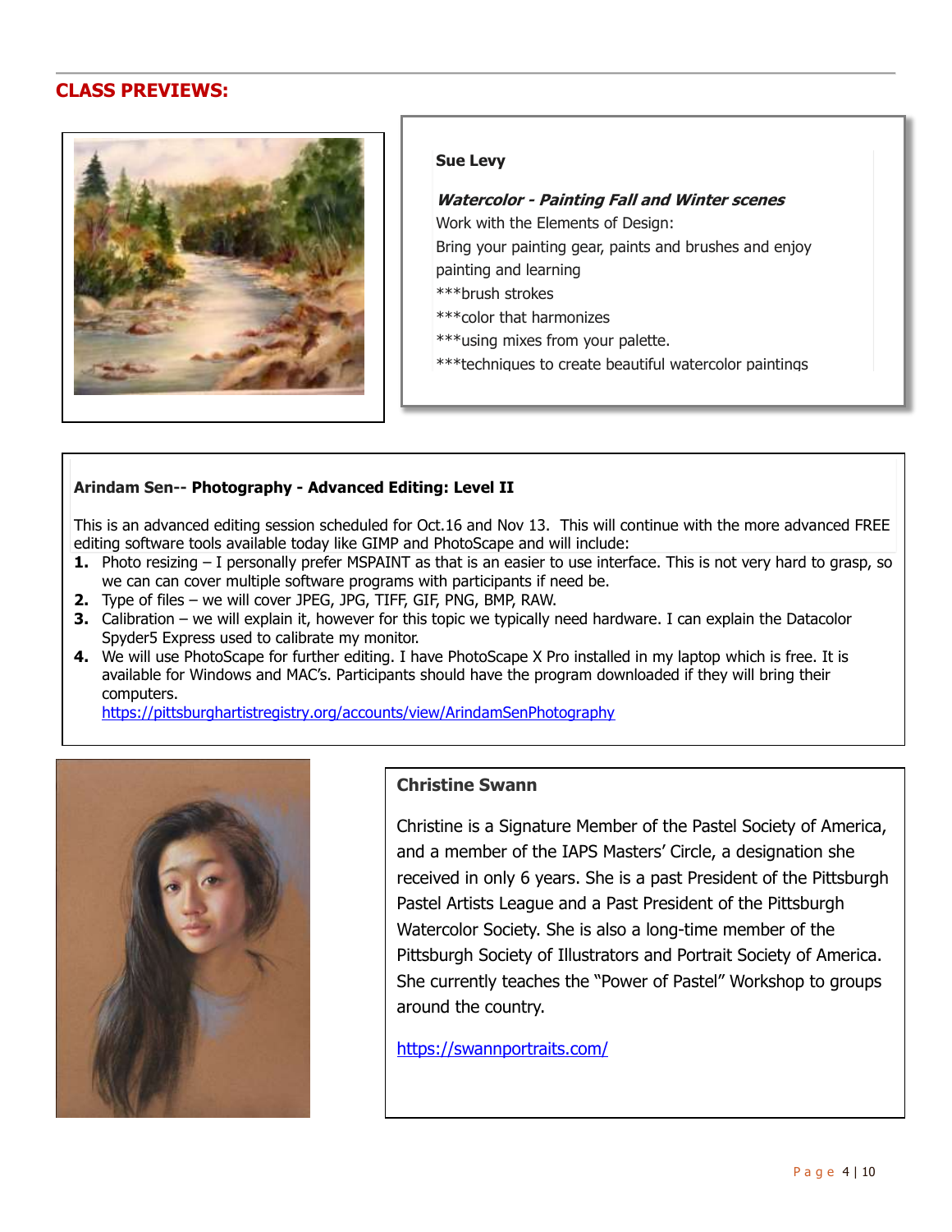## CLASS PREVIEWS:

**Sue Levy**

***Watercolor - Painting Fall and Winter scenes***

Work with the Elements of Design:

Bring your painting gear, paints and brushes and enjoy painting and learning

***brush strokes

***color that harmonizes

***using mixes from your palette.

***techniques to create beautiful watercolor paintings

**Arindam Sen-- Photography - Advanced Editing: Level II**

This is an advanced editing session scheduled for Oct.16 and Nov 13. This will continue with the more advanced FREE editing software tools available today like GIMP and PhotoScape and will include:

1. Photo resizing – I personally prefer MSPAINT as that is an easier to use interface. This is not very hard to grasp, so we can can cover multiple software programs with participants if need be.
2. Type of files – we will cover JPEG, JPG, TIFF, GIF, PNG, BMP, RAW.
3. Calibration – we will explain it, however for this topic we typically need hardware. I can explain the Datacolor Spyder5 Express used to calibrate my monitor.
4. We will use PhotoScape for further editing. I have PhotoScape X Pro installed in my laptop which is free. It is available for Windows and MAC's. Participants should have the program downloaded if they will bring their computers.
   https://pittsburghartistregistry.org/accounts/view/ArindamSenPhotography

**Christine Swann**

Christine is a Signature Member of the Pastel Society of America, and a member of the IAPS Masters' Circle, a designation she received in only 6 years. She is a past President of the Pittsburgh Pastel Artists League and a Past President of the Pittsburgh Watercolor Society. She is also a long-time member of the Pittsburgh Society of Illustrators and Portrait Society of America. She currently teaches the "Power of Pastel" Workshop to groups around the country.

https://swannportraits.com/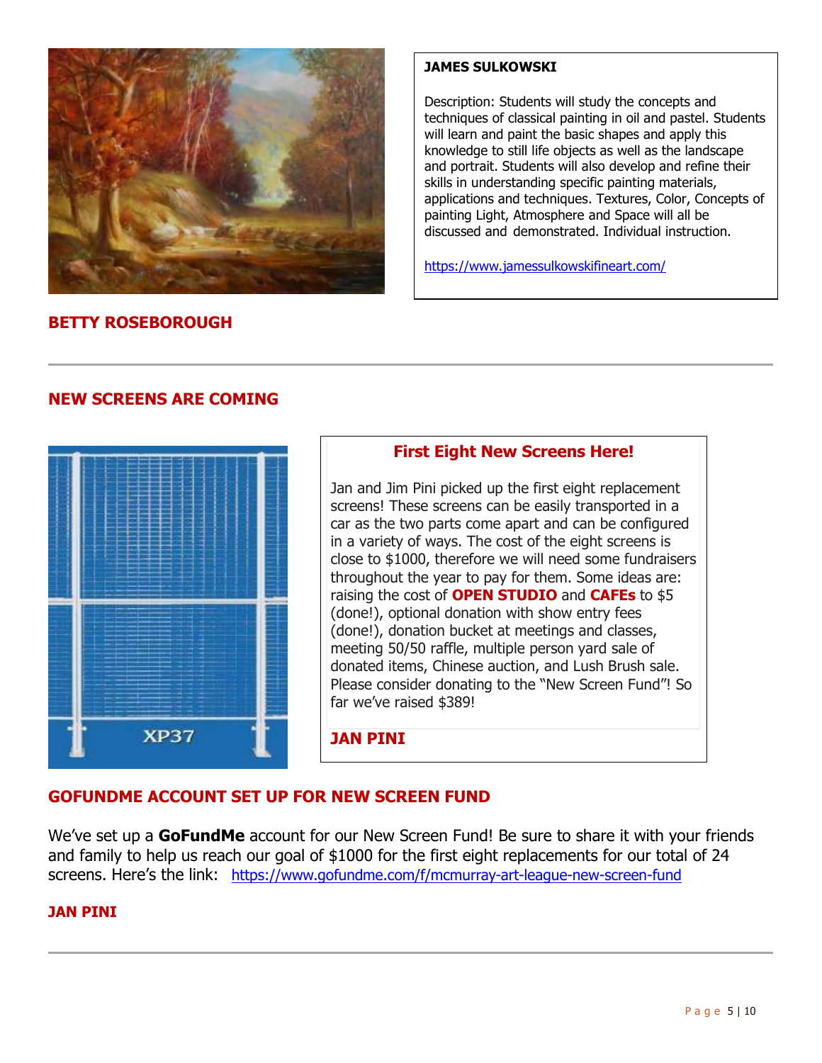**JAMES SULKOWSKI**

Description: Students will study the concepts and techniques of classical painting in oil and pastel. Students will learn and paint the basic shapes and apply this knowledge to still life objects as well as the landscape and portrait. Students will also develop and refine their skills in understanding specific painting materials, applications and techniques. Textures, Color, Concepts of painting Light, Atmosphere and Space will all be discussed and demonstrated. Individual instruction.

https://www.jamessulkowskifineart.com/

**BETTY ROSEBOROUGH**

---

## NEW SCREENS ARE COMING

### First Eight New Screens Here!

Jan and Jim Pini picked up the first eight replacement screens! These screens can be easily transported in a car as the two parts come apart and can be configured in a variety of ways. The cost of the eight screens is close to $1000, therefore we will need some fundraisers throughout the year to pay for them. Some ideas are: raising the cost of **OPEN STUDIO** and **CAFEs** to $5 (done!), optional donation with show entry fees (done!), donation bucket at meetings and classes, meeting 50/50 raffle, multiple person yard sale of donated items, Chinese auction, and Lush Brush sale. Please consider donating to the "New Screen Fund"! So far we've raised $389!

**JAN PINI**

## GOFUNDME ACCOUNT SET UP FOR NEW SCREEN FUND

We've set up a **GoFundMe** account for our New Screen Fund! Be sure to share it with your friends and family to help us reach our goal of $1000 for the first eight replacements for our total of 24 screens. Here's the link: https://www.gofundme.com/f/mcmurray-art-league-new-screen-fund

**JAN PINI**

---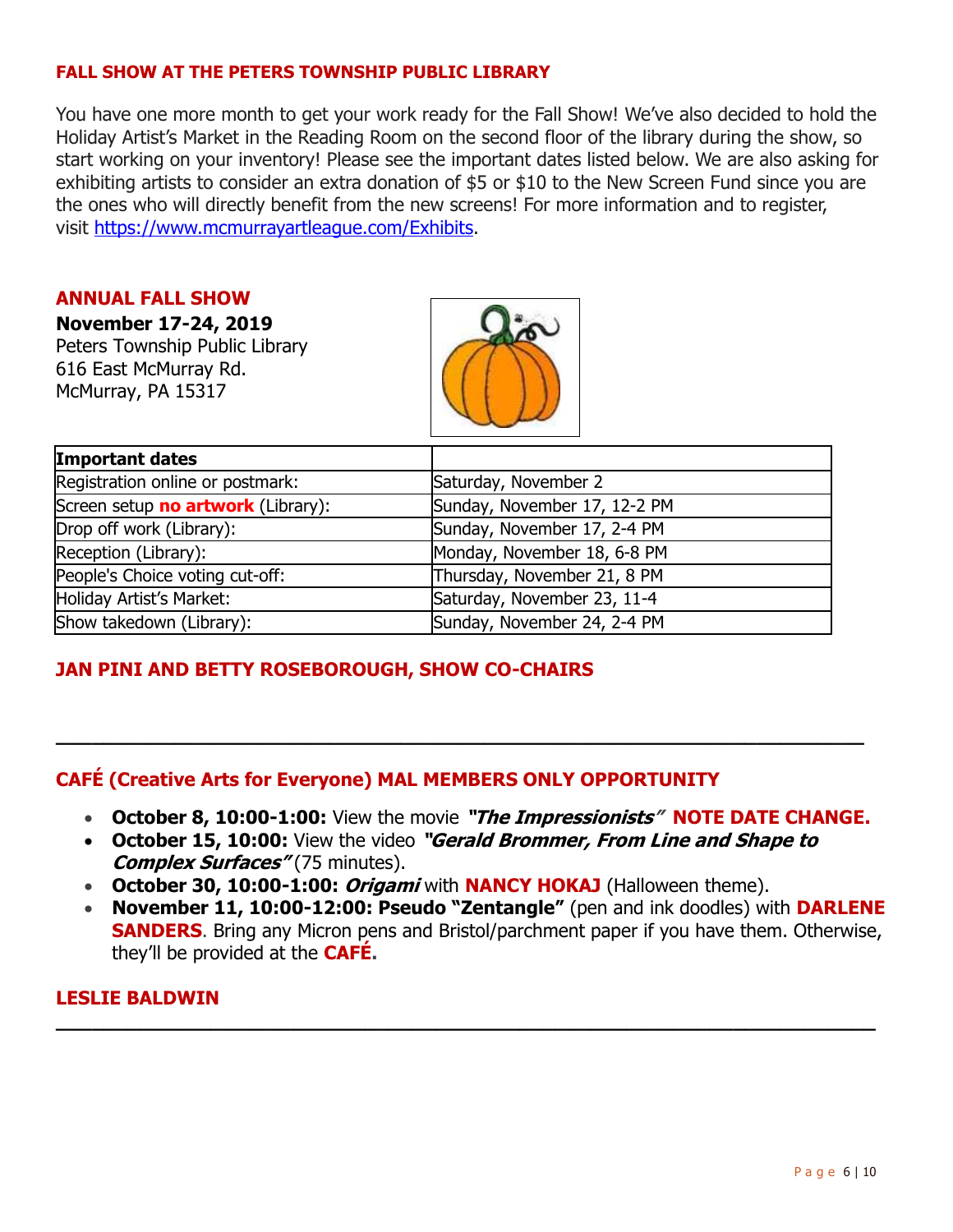### FALL SHOW AT THE PETERS TOWNSHIP PUBLIC LIBRARY

You have one more month to get your work ready for the Fall Show! We've also decided to hold the Holiday Artist's Market in the Reading Room on the second floor of the library during the show, so start working on your inventory! Please see the important dates listed below. We are also asking for exhibiting artists to consider an extra donation of $5 or $10 to the New Screen Fund since you are the ones who will directly benefit from the new screens! For more information and to register, visit https://www.mcmurrayartleague.com/Exhibits.

### ANNUAL FALL SHOW

**November 17-24, 2019**
Peters Township Public Library
616 East McMurray Rd.
McMurray, PA 15317

| **Important dates** | |
|---|---|
| Registration online or postmark: | Saturday, November 2 |
| Screen setup **no artwork** (Library): | Sunday, November 17, 12-2 PM |
| Drop off work (Library): | Sunday, November 17, 2-4 PM |
| Reception (Library): | Monday, November 18, 6-8 PM |
| People's Choice voting cut-off: | Thursday, November 21, 8 PM |
| Holiday Artist's Market: | Saturday, November 23, 11-4 |
| Show takedown (Library): | Sunday, November 24, 2-4 PM |

**JAN PINI AND BETTY ROSEBOROUGH, SHOW CO-CHAIRS**

---

### CAFÉ (Creative Arts for Everyone) MAL MEMBERS ONLY OPPORTUNITY

- **October 8, 10:00-1:00:** View the movie ***"The Impressionists"*** **NOTE DATE CHANGE.**
- **October 15, 10:00:** View the video ***"Gerald Brommer, From Line and Shape to Complex Surfaces"*** (75 minutes).
- **October 30, 10:00-1:00:** ***Origami*** with **NANCY HOKAJ** (Halloween theme).
- **November 11, 10:00-12:00: Pseudo "Zentangle"** (pen and ink doodles) with **DARLENE SANDERS**. Bring any Micron pens and Bristol/parchment paper if you have them. Otherwise, they'll be provided at the **CAFÉ.**

**LESLIE BALDWIN**

---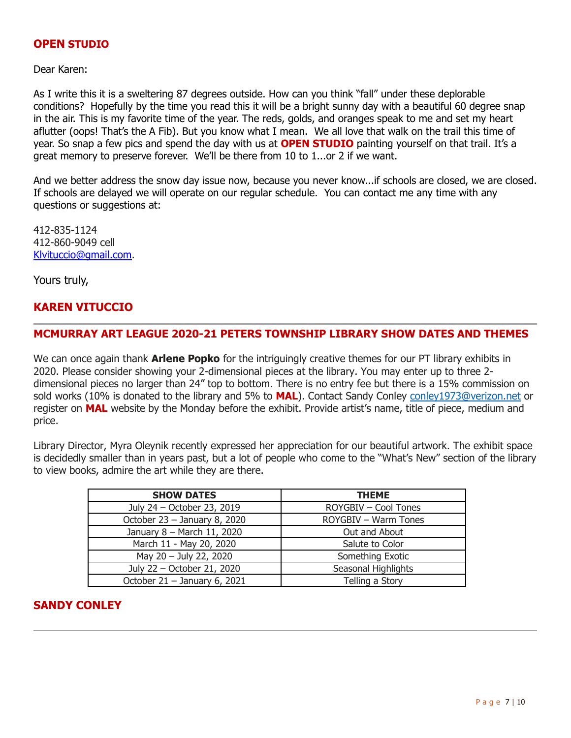## OPEN STUDIO

Dear Karen:

As I write this it is a sweltering 87 degrees outside. How can you think "fall" under these deplorable conditions? Hopefully by the time you read this it will be a bright sunny day with a beautiful 60 degree snap in the air. This is my favorite time of the year. The reds, golds, and oranges speak to me and set my heart aflutter (oops! That's the A Fib). But you know what I mean. We all love that walk on the trail this time of year. So snap a few pics and spend the day with us at **OPEN STUDIO** painting yourself on that trail. It's a great memory to preserve forever. We'll be there from 10 to 1...or 2 if we want.

And we better address the snow day issue now, because you never know...if schools are closed, we are closed. If schools are delayed we will operate on our regular schedule. You can contact me any time with any questions or suggestions at:

412-835-1124
412-860-9049 cell
Klvituccio@gmail.com.

Yours truly,

**KAREN VITUCCIO**

---

## MCMURRAY ART LEAGUE 2020-21 PETERS TOWNSHIP LIBRARY SHOW DATES AND THEMES

We can once again thank **Arlene Popko** for the intriguingly creative themes for our PT library exhibits in 2020. Please consider showing your 2-dimensional pieces at the library. You may enter up to three 2-dimensional pieces no larger than 24" top to bottom. There is no entry fee but there is a 15% commission on sold works (10% is donated to the library and 5% to **MAL**). Contact Sandy Conley conley1973@verizon.net or register on **MAL** website by the Monday before the exhibit. Provide artist's name, title of piece, medium and price.

Library Director, Myra Oleynik recently expressed her appreciation for our beautiful artwork. The exhibit space is decidedly smaller than in years past, but a lot of people who come to the "What's New" section of the library to view books, admire the art while they are there.

| SHOW DATES | THEME |
| --- | --- |
| July 24 – October 23, 2019 | ROYGBIV – Cool Tones |
| October 23 – January 8, 2020 | ROYGBIV – Warm Tones |
| January 8 – March 11, 2020 | Out and About |
| March 11 - May 20, 2020 | Salute to Color |
| May 20 – July 22, 2020 | Something Exotic |
| July 22 – October 21, 2020 | Seasonal Highlights |
| October 21 – January 6, 2021 | Telling a Story |

**SANDY CONLEY**

---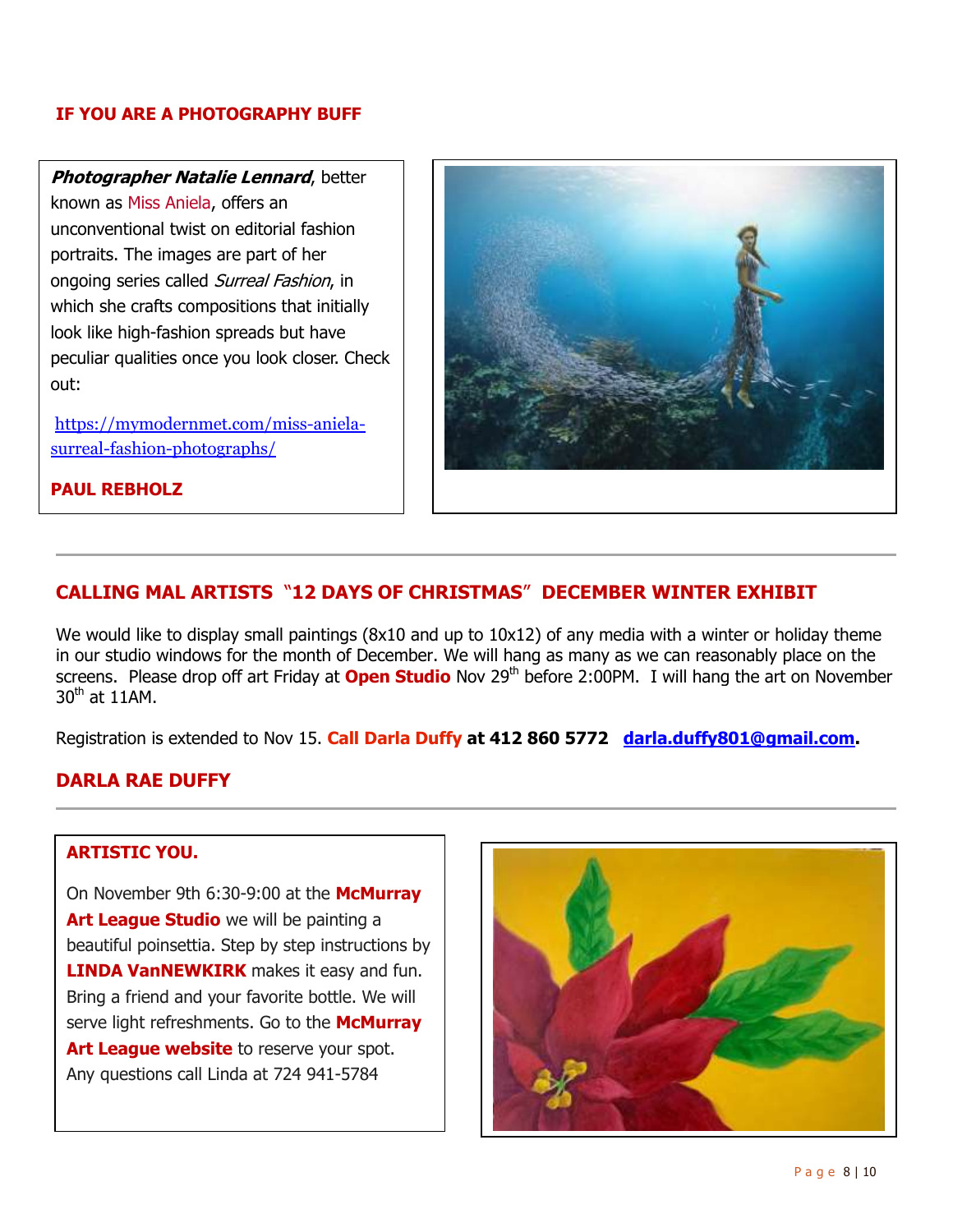## IF YOU ARE A PHOTOGRAPHY BUFF

***Photographer Natalie Lennard***, better known as Miss Aniela, offers an unconventional twist on editorial fashion portraits. The images are part of her ongoing series called *Surreal Fashion*, in which she crafts compositions that initially look like high-fashion spreads but have peculiar qualities once you look closer. Check out:

https://mymodernmet.com/miss-aniela-surreal-fashion-photographs/

**PAUL REBHOLZ**

---

## CALLING MAL ARTISTS "12 DAYS OF CHRISTMAS" DECEMBER WINTER EXHIBIT

We would like to display small paintings (8x10 and up to 10x12) of any media with a winter or holiday theme in our studio windows for the month of December. We will hang as many as we can reasonably place on the screens. Please drop off art Friday at **Open Studio** Nov 29th before 2:00PM. I will hang the art on November 30th at 11AM.

Registration is extended to Nov 15. **Call Darla Duffy at 412 860 5772** **darla.duffy801@gmail.com.**

**DARLA RAE DUFFY**

---

## ARTISTIC YOU.

On November 9th 6:30-9:00 at the **McMurray Art League Studio** we will be painting a beautiful poinsettia. Step by step instructions by **LINDA VanNEWKIRK** makes it easy and fun. Bring a friend and your favorite bottle. We will serve light refreshments. Go to the **McMurray Art League website** to reserve your spot. Any questions call Linda at 724 941-5784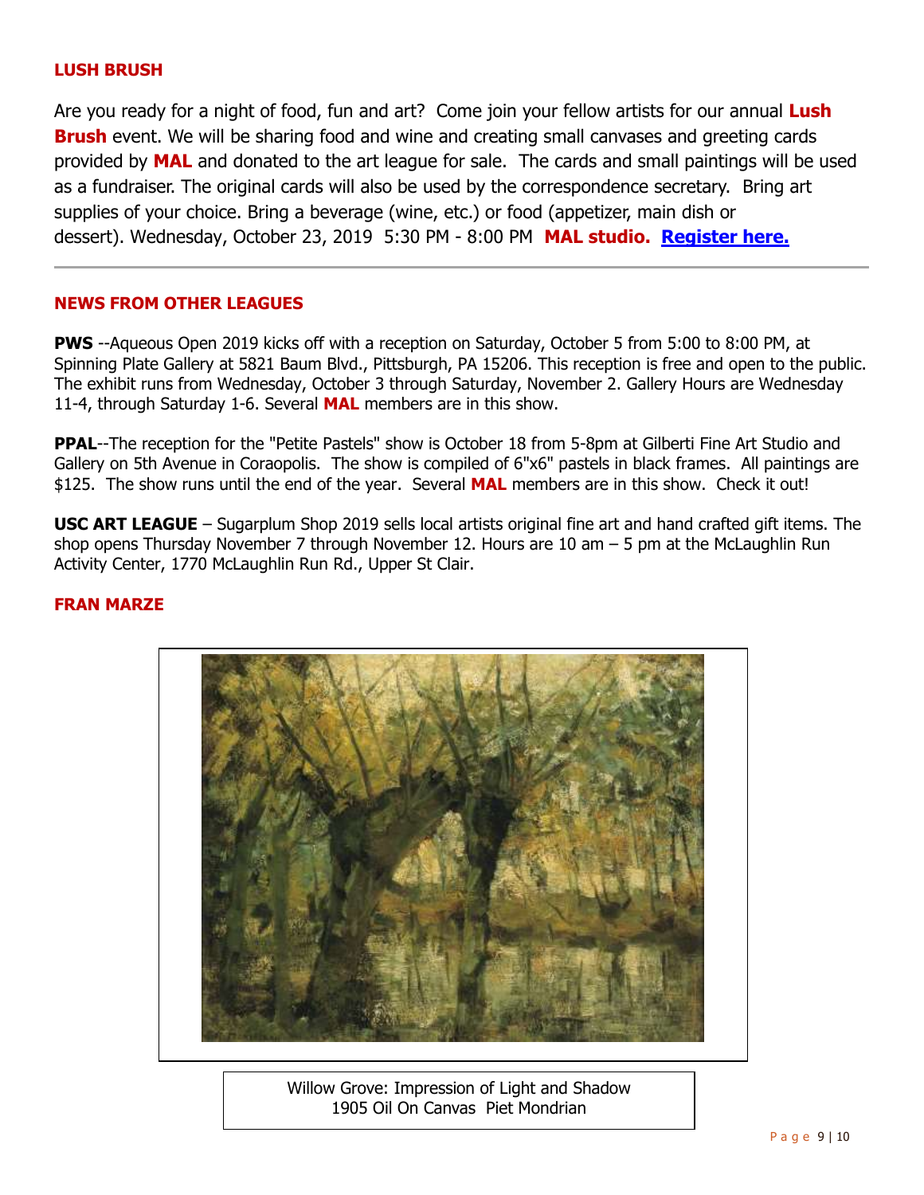## LUSH BRUSH

Are you ready for a night of food, fun and art? Come join your fellow artists for our annual **Lush Brush** event. We will be sharing food and wine and creating small canvases and greeting cards provided by **MAL** and donated to the art league for sale. The cards and small paintings will be used as a fundraiser. The original cards will also be used by the correspondence secretary. Bring art supplies of your choice. Bring a beverage (wine, etc.) or food (appetizer, main dish or dessert). Wednesday, October 23, 2019 5:30 PM - 8:00 PM **MAL studio.** **Register here.**

---

## NEWS FROM OTHER LEAGUES

**PWS** --Aqueous Open 2019 kicks off with a reception on Saturday, October 5 from 5:00 to 8:00 PM, at Spinning Plate Gallery at 5821 Baum Blvd., Pittsburgh, PA 15206. This reception is free and open to the public. The exhibit runs from Wednesday, October 3 through Saturday, November 2. Gallery Hours are Wednesday 11-4, through Saturday 1-6. Several **MAL** members are in this show.

**PPAL**--The reception for the "Petite Pastels" show is October 18 from 5-8pm at Gilberti Fine Art Studio and Gallery on 5th Avenue in Coraopolis. The show is compiled of 6"x6" pastels in black frames. All paintings are $125. The show runs until the end of the year. Several **MAL** members are in this show. Check it out!

**USC ART LEAGUE** – Sugarplum Shop 2019 sells local artists original fine art and hand crafted gift items. The shop opens Thursday November 7 through November 12. Hours are 10 am – 5 pm at the McLaughlin Run Activity Center, 1770 McLaughlin Run Rd., Upper St Clair.

## FRAN MARZE

Willow Grove: Impression of Light and Shadow
1905 Oil On Canvas Piet Mondrian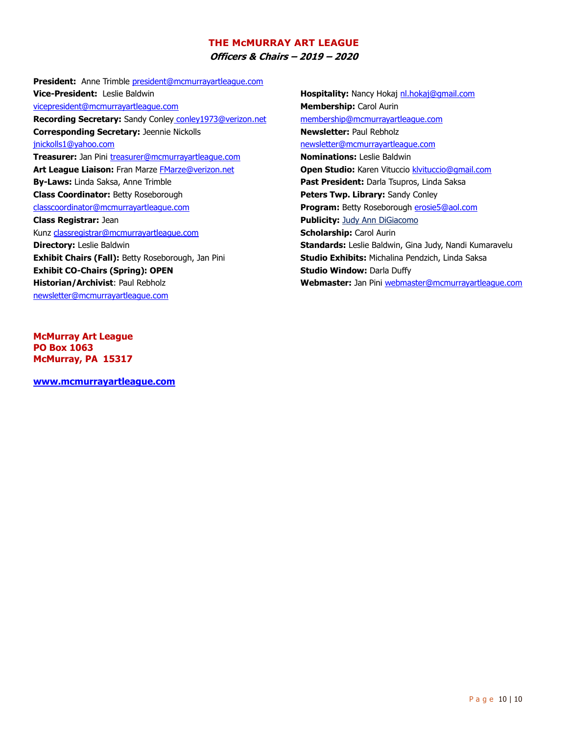# THE McMURRAY ART LEAGUE

***Officers & Chairs – 2019 – 2020***

**President:** Anne Trimble president@mcmurrayartleague.com
**Vice-President:** Leslie Baldwin vicepresident@mcmurrayartleague.com
**Recording Secretary:** Sandy Conley conley1973@verizon.net
**Corresponding Secretary:** Jeennie Nickolls jnickolls1@yahoo.com
**Treasurer:** Jan Pini treasurer@mcmurrayartleague.com
**Art League Liaison:** Fran Marze FMarze@verizon.net
**By-Laws:** Linda Saksa, Anne Trimble
**Class Coordinator:** Betty Roseborough classcoordinator@mcmurrayartleague.com
**Class Registrar:** Jean Kunz classregistrar@mcmurrayartleague.com
**Directory:** Leslie Baldwin
**Exhibit Chairs (Fall):** Betty Roseborough, Jan Pini
**Exhibit CO-Chairs (Spring): OPEN**
**Historian/Archivist**: Paul Rebholz newsletter@mcmurrayartleague.com

**Hospitality:** Nancy Hokaj nl.hokaj@gmail.com
**Membership:** Carol Aurin membership@mcmurrayartleague.com
**Newsletter:** Paul Rebholz newsletter@mcmurrayartleague.com
**Nominations:** Leslie Baldwin
**Open Studio:** Karen Vituccio klvituccio@gmail.com
**Past President:** Darla Tsupros, Linda Saksa
**Peters Twp. Library:** Sandy Conley
**Program:** Betty Roseborough erosie5@aol.com
**Publicity:** Judy Ann DiGiacomo
**Scholarship:** Carol Aurin
**Standards:** Leslie Baldwin, Gina Judy, Nandi Kumaravelu
**Studio Exhibits:** Michalina Pendzich, Linda Saksa
**Studio Window:** Darla Duffy
**Webmaster:** Jan Pini webmaster@mcmurrayartleague.com

**McMurray Art League**
**PO Box 1063**
**McMurray, PA 15317**

**www.mcmurrayartleague.com**